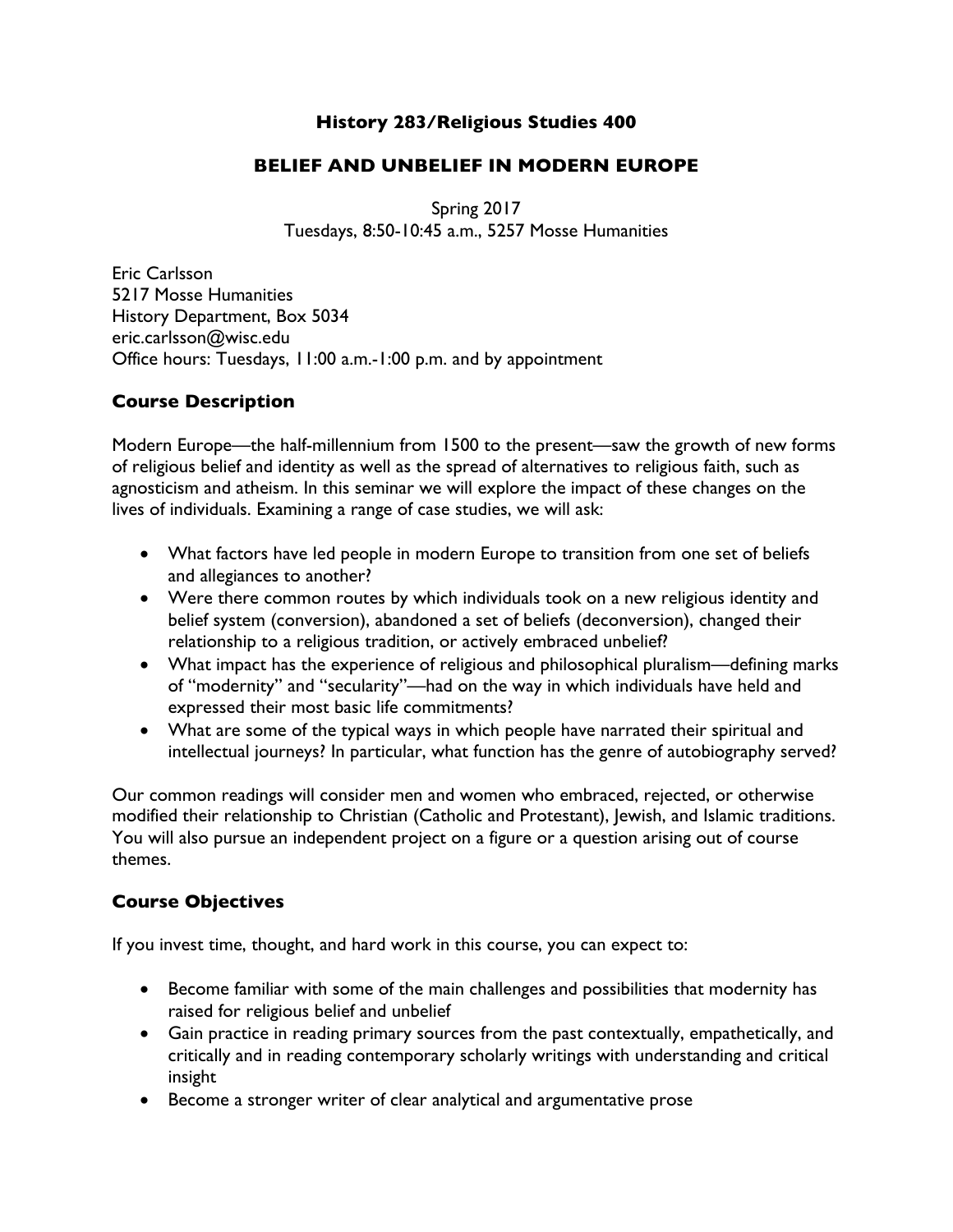# History 283/Religious Studies 400

## BELIEF AND UNBELIEF IN MODERN EUROPE

Spring 2017
Tuesdays, 8:50-10:45 a.m., 5257 Mosse Humanities

Eric Carlsson
5217 Mosse Humanities
History Department, Box 5034
eric.carlsson@wisc.edu
Office hours: Tuesdays, 11:00 a.m.-1:00 p.m. and by appointment

### Course Description

Modern Europe—the half-millennium from 1500 to the present—saw the growth of new forms of religious belief and identity as well as the spread of alternatives to religious faith, such as agnosticism and atheism. In this seminar we will explore the impact of these changes on the lives of individuals. Examining a range of case studies, we will ask:

- What factors have led people in modern Europe to transition from one set of beliefs and allegiances to another?
- Were there common routes by which individuals took on a new religious identity and belief system (conversion), abandoned a set of beliefs (deconversion), changed their relationship to a religious tradition, or actively embraced unbelief?
- What impact has the experience of religious and philosophical pluralism—defining marks of "modernity" and "secularity"—had on the way in which individuals have held and expressed their most basic life commitments?
- What are some of the typical ways in which people have narrated their spiritual and intellectual journeys? In particular, what function has the genre of autobiography served?

Our common readings will consider men and women who embraced, rejected, or otherwise modified their relationship to Christian (Catholic and Protestant), Jewish, and Islamic traditions. You will also pursue an independent project on a figure or a question arising out of course themes.

### Course Objectives

If you invest time, thought, and hard work in this course, you can expect to:

- Become familiar with some of the main challenges and possibilities that modernity has raised for religious belief and unbelief
- Gain practice in reading primary sources from the past contextually, empathetically, and critically and in reading contemporary scholarly writings with understanding and critical insight
- Become a stronger writer of clear analytical and argumentative prose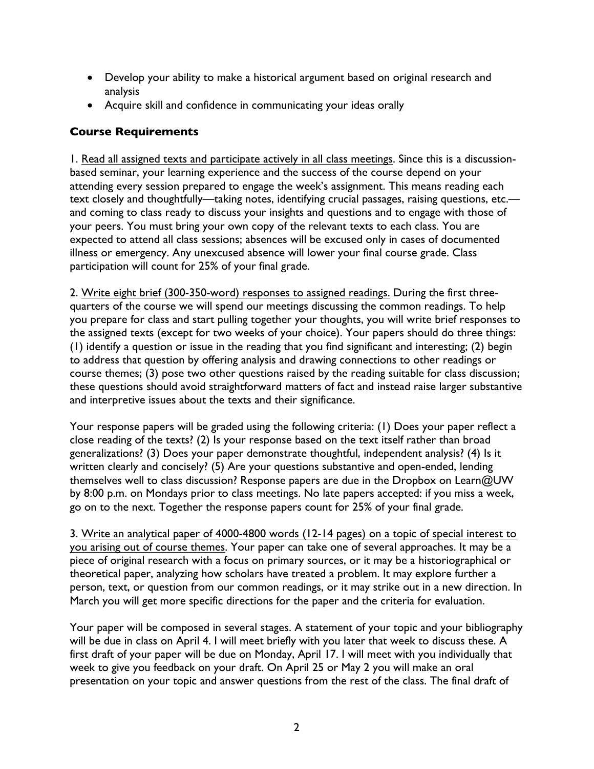- Develop your ability to make a historical argument based on original research and analysis
- Acquire skill and confidence in communicating your ideas orally

### Course Requirements

1. <u>Read all assigned texts and participate actively in all class meetings</u>. Since this is a discussion-based seminar, your learning experience and the success of the course depend on your attending every session prepared to engage the week's assignment. This means reading each text closely and thoughtfully—taking notes, identifying crucial passages, raising questions, etc.—and coming to class ready to discuss your insights and questions and to engage with those of your peers. You must bring your own copy of the relevant texts to each class. You are expected to attend all class sessions; absences will be excused only in cases of documented illness or emergency. Any unexcused absence will lower your final course grade. Class participation will count for 25% of your final grade.

2. <u>Write eight brief (300-350-word) responses to assigned readings.</u> During the first three-quarters of the course we will spend our meetings discussing the common readings. To help you prepare for class and start pulling together your thoughts, you will write brief responses to the assigned texts (except for two weeks of your choice). Your papers should do three things: (1) identify a question or issue in the reading that you find significant and interesting; (2) begin to address that question by offering analysis and drawing connections to other readings or course themes; (3) pose two other questions raised by the reading suitable for class discussion; these questions should avoid straightforward matters of fact and instead raise larger substantive and interpretive issues about the texts and their significance.

Your response papers will be graded using the following criteria: (1) Does your paper reflect a close reading of the texts? (2) Is your response based on the text itself rather than broad generalizations? (3) Does your paper demonstrate thoughtful, independent analysis? (4) Is it written clearly and concisely? (5) Are your questions substantive and open-ended, lending themselves well to class discussion? Response papers are due in the Dropbox on Learn@UW by 8:00 p.m. on Mondays prior to class meetings. No late papers accepted: if you miss a week, go on to the next. Together the response papers count for 25% of your final grade.

3. <u>Write an analytical paper of 4000-4800 words (12-14 pages) on a topic of special interest to you arising out of course themes</u>. Your paper can take one of several approaches. It may be a piece of original research with a focus on primary sources, or it may be a historiographical or theoretical paper, analyzing how scholars have treated a problem. It may explore further a person, text, or question from our common readings, or it may strike out in a new direction. In March you will get more specific directions for the paper and the criteria for evaluation.

Your paper will be composed in several stages. A statement of your topic and your bibliography will be due in class on April 4. I will meet briefly with you later that week to discuss these. A first draft of your paper will be due on Monday, April 17. I will meet with you individually that week to give you feedback on your draft. On April 25 or May 2 you will make an oral presentation on your topic and answer questions from the rest of the class. The final draft of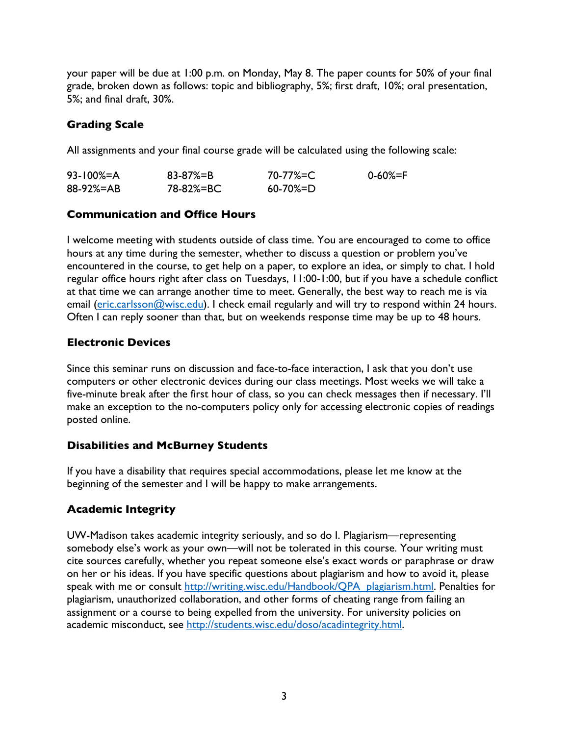your paper will be due at 1:00 p.m. on Monday, May 8. The paper counts for 50% of your final grade, broken down as follows: topic and bibliography, 5%; first draft, 10%; oral presentation, 5%; and final draft, 30%.

### Grading Scale

All assignments and your final course grade will be calculated using the following scale:

| | | | |
|---|---|---|---|
| 93-100%=A | 83-87%=B | 70-77%=C | 0-60%=F |
| 88-92%=AB | 78-82%=BC | 60-70%=D | |

### Communication and Office Hours

I welcome meeting with students outside of class time. You are encouraged to come to office hours at any time during the semester, whether to discuss a question or problem you've encountered in the course, to get help on a paper, to explore an idea, or simply to chat. I hold regular office hours right after class on Tuesdays, 11:00-1:00, but if you have a schedule conflict at that time we can arrange another time to meet. Generally, the best way to reach me is via email (eric.carlsson@wisc.edu). I check email regularly and will try to respond within 24 hours. Often I can reply sooner than that, but on weekends response time may be up to 48 hours.

### Electronic Devices

Since this seminar runs on discussion and face-to-face interaction, I ask that you don't use computers or other electronic devices during our class meetings. Most weeks we will take a five-minute break after the first hour of class, so you can check messages then if necessary. I'll make an exception to the no-computers policy only for accessing electronic copies of readings posted online.

### Disabilities and McBurney Students

If you have a disability that requires special accommodations, please let me know at the beginning of the semester and I will be happy to make arrangements.

### Academic Integrity

UW-Madison takes academic integrity seriously, and so do I. Plagiarism—representing somebody else's work as your own—will not be tolerated in this course. Your writing must cite sources carefully, whether you repeat someone else's exact words or paraphrase or draw on her or his ideas. If you have specific questions about plagiarism and how to avoid it, please speak with me or consult http://writing.wisc.edu/Handbook/QPA_plagiarism.html. Penalties for plagiarism, unauthorized collaboration, and other forms of cheating range from failing an assignment or a course to being expelled from the university. For university policies on academic misconduct, see http://students.wisc.edu/doso/acadintegrity.html.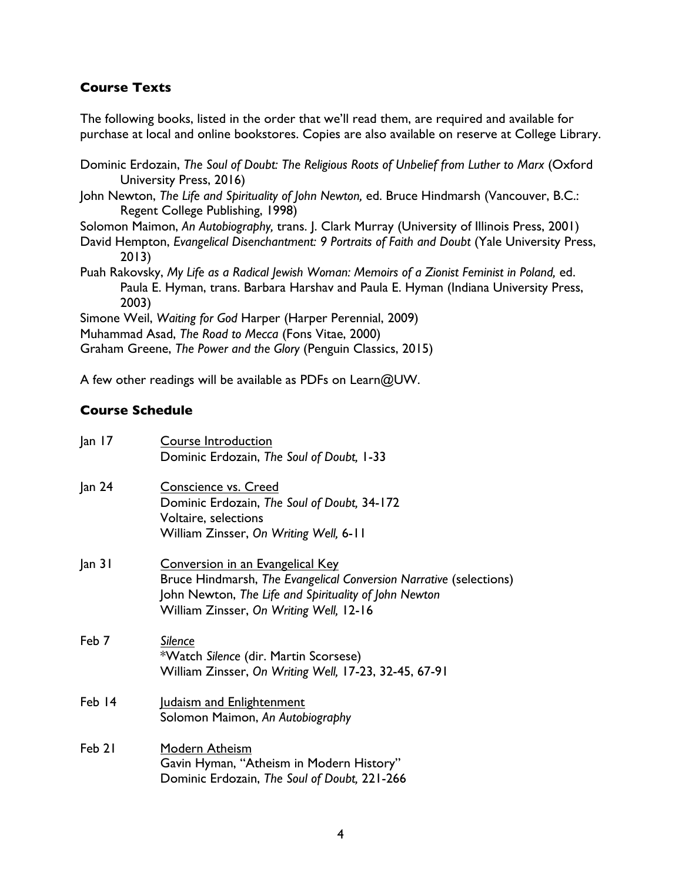## Course Texts

The following books, listed in the order that we'll read them, are required and available for purchase at local and online bookstores. Copies are also available on reserve at College Library.

Dominic Erdozain, *The Soul of Doubt: The Religious Roots of Unbelief from Luther to Marx* (Oxford University Press, 2016)

John Newton, *The Life and Spirituality of John Newton,* ed. Bruce Hindmarsh (Vancouver, B.C.: Regent College Publishing, 1998)

Solomon Maimon, *An Autobiography,* trans. J. Clark Murray (University of Illinois Press, 2001)

David Hempton, *Evangelical Disenchantment: 9 Portraits of Faith and Doubt* (Yale University Press, 2013)

Puah Rakovsky, *My Life as a Radical Jewish Woman: Memoirs of a Zionist Feminist in Poland,* ed. Paula E. Hyman, trans. Barbara Harshav and Paula E. Hyman (Indiana University Press, 2003)

Simone Weil, *Waiting for God* Harper (Harper Perennial, 2009)

Muhammad Asad, *The Road to Mecca* (Fons Vitae, 2000)

Graham Greene, *The Power and the Glory* (Penguin Classics, 2015)

A few other readings will be available as PDFs on Learn@UW.

## Course Schedule

**Jan 17** — Course Introduction
Dominic Erdozain, *The Soul of Doubt,* 1-33

**Jan 24** — Conscience vs. Creed
Dominic Erdozain, *The Soul of Doubt,* 34-172
Voltaire, selections
William Zinsser, *On Writing Well,* 6-11

**Jan 31** — Conversion in an Evangelical Key
Bruce Hindmarsh, *The Evangelical Conversion Narrative* (selections)
John Newton, *The Life and Spirituality of John Newton*
William Zinsser, *On Writing Well,* 12-16

**Feb 7** — *Silence*
*Watch *Silence* (dir. Martin Scorsese)
William Zinsser, *On Writing Well,* 17-23, 32-45, 67-91

**Feb 14** — Judaism and Enlightenment
Solomon Maimon, *An Autobiography*

**Feb 21** — Modern Atheism
Gavin Hyman, "Atheism in Modern History"
Dominic Erdozain, *The Soul of Doubt,* 221-266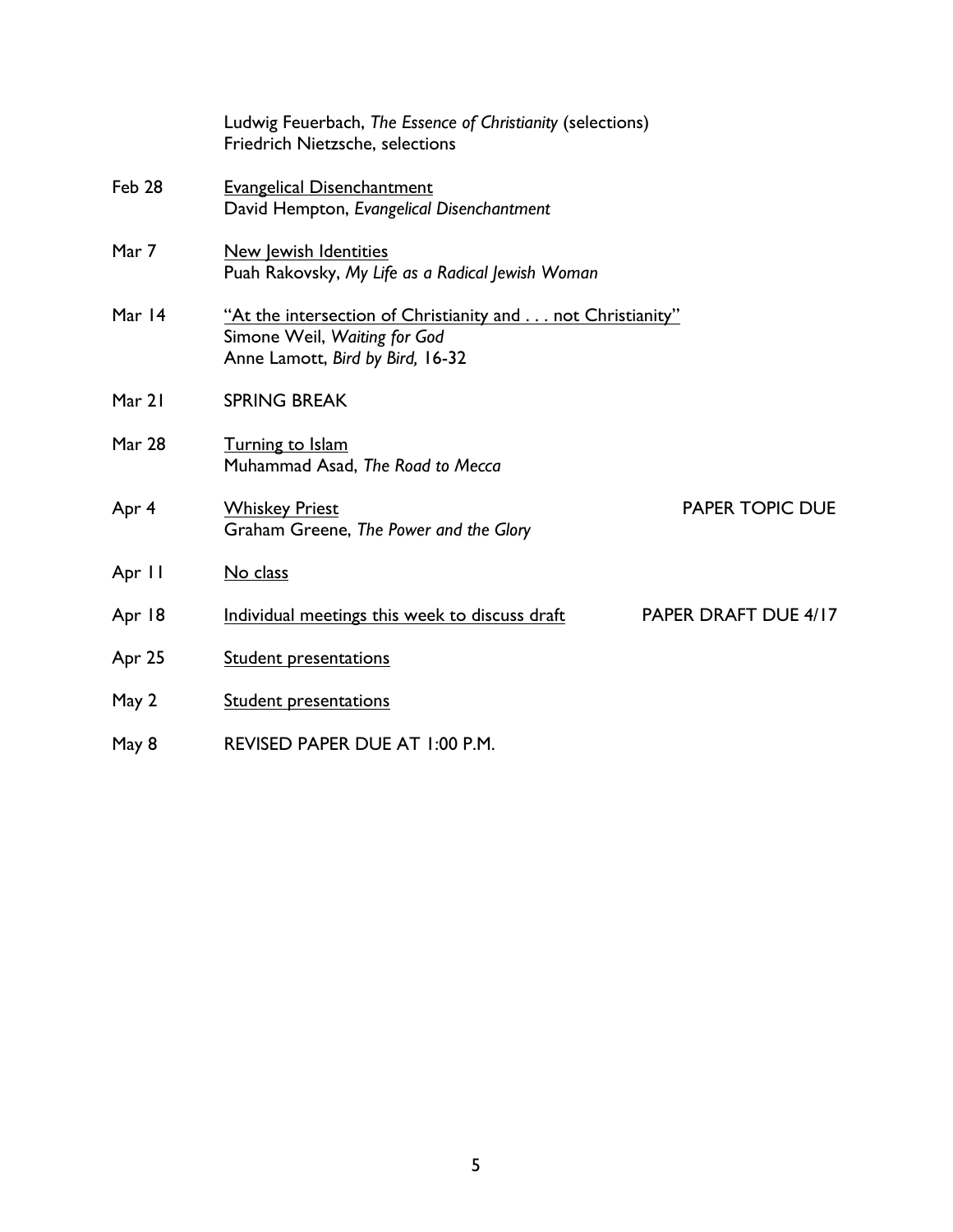| | | |
|---|---|---|
| | Ludwig Feuerbach, *The Essence of Christianity* (selections)<br>Friedrich Nietzsche, selections | |
| Feb 28 | <u>Evangelical Disenchantment</u><br>David Hempton, *Evangelical Disenchantment* | |
| Mar 7 | <u>New Jewish Identities</u><br>Puah Rakovsky, *My Life as a Radical Jewish Woman* | |
| Mar 14 | <u>"At the intersection of Christianity and . . . not Christianity"</u><br>Simone Weil, *Waiting for God*<br>Anne Lamott, *Bird by Bird,* 16-32 | |
| Mar 21 | SPRING BREAK | |
| Mar 28 | <u>Turning to Islam</u><br>Muhammad Asad, *The Road to Mecca* | |
| Apr 4 | <u>Whiskey Priest</u><br>Graham Greene, *The Power and the Glory* | PAPER TOPIC DUE |
| Apr 11 | <u>No class</u> | |
| Apr 18 | <u>Individual meetings this week to discuss draft</u> | PAPER DRAFT DUE 4/17 |
| Apr 25 | <u>Student presentations</u> | |
| May 2 | <u>Student presentations</u> | |
| May 8 | REVISED PAPER DUE AT 1:00 P.M. | |